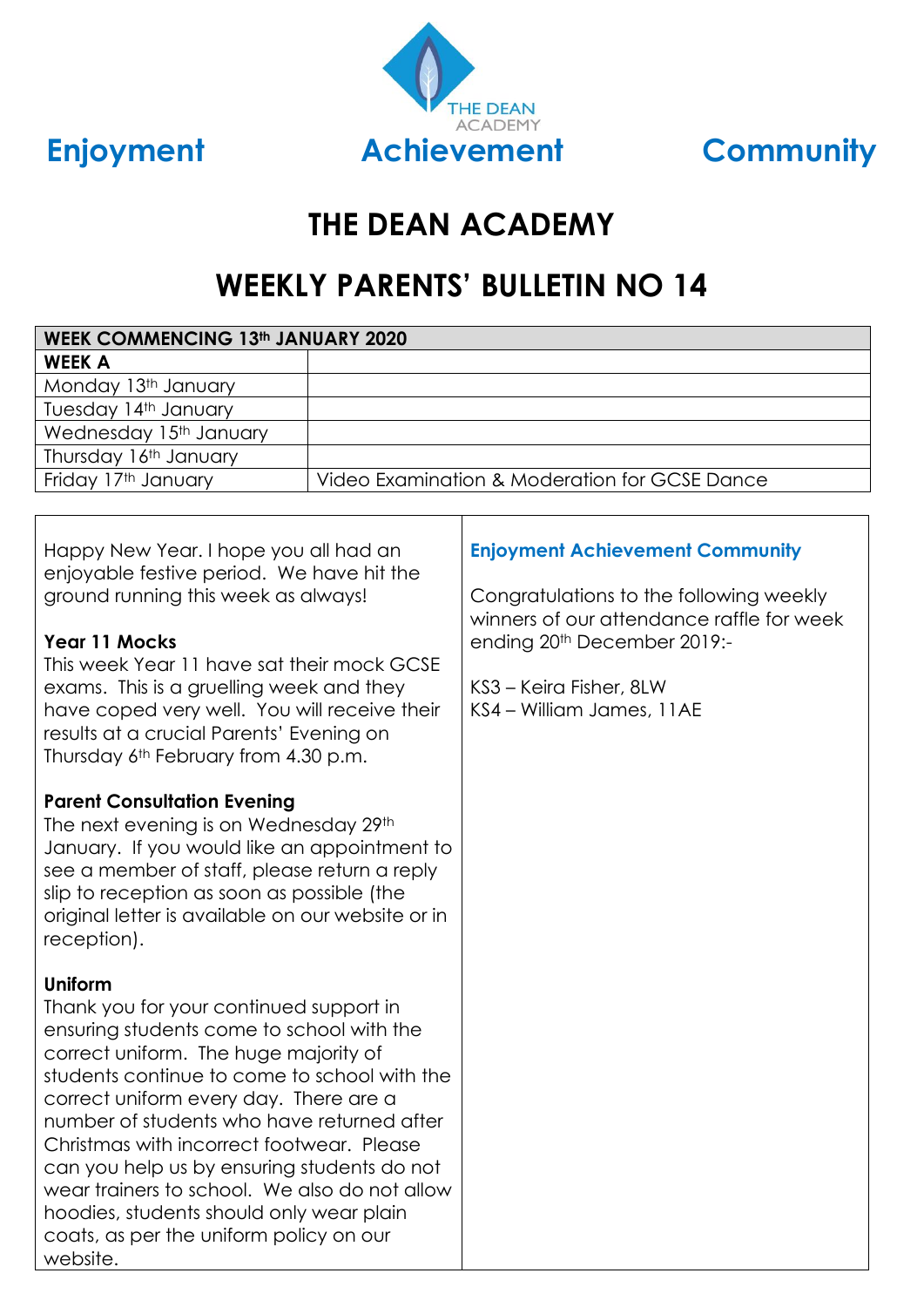THE DEAN ACADEMY

**Enjoyment** **Achievement** **Community**

# THE DEAN ACADEMY

## WEEKLY PARENTS' BULLETIN NO 14

| WEEK COMMENCING 13th JANUARY 2020 | |
|---|---|
| **WEEK A** | |
| Monday 13th January | |
| Tuesday 14th January | |
| Wednesday 15th January | |
| Thursday 16th January | |
| Friday 17th January | Video Examination & Moderation for GCSE Dance |

Happy New Year. I hope you all had an enjoyable festive period. We have hit the ground running this week as always!

**Year 11 Mocks**

This week Year 11 have sat their mock GCSE exams. This is a gruelling week and they have coped very well. You will receive their results at a crucial Parents' Evening on Thursday 6th February from 4.30 p.m.

**Parent Consultation Evening**

The next evening is on Wednesday 29th January. If you would like an appointment to see a member of staff, please return a reply slip to reception as soon as possible (the original letter is available on our website or in reception).

**Uniform**

Thank you for your continued support in ensuring students come to school with the correct uniform. The huge majority of students continue to come to school with the correct uniform every day. There are a number of students who have returned after Christmas with incorrect footwear. Please can you help us by ensuring students do not wear trainers to school. We also do not allow hoodies, students should only wear plain coats, as per the uniform policy on our website.

**Enjoyment Achievement Community**

Congratulations to the following weekly winners of our attendance raffle for week ending 20th December 2019:-

KS3 – Keira Fisher, 8LW
KS4 – William James, 11AE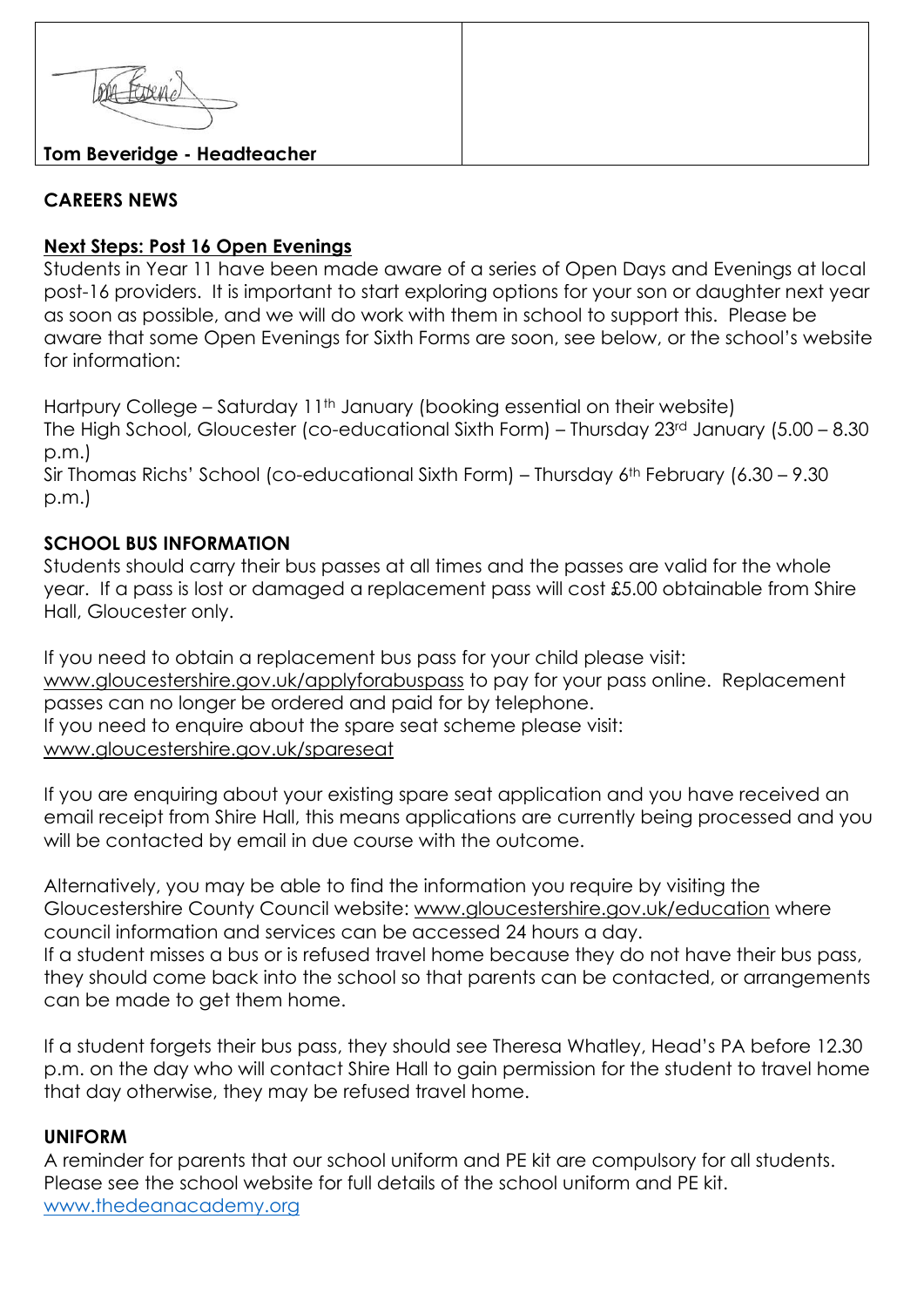| Tom Beveridge - Headteacher | |
|---|---|

**CAREERS NEWS**

**Next Steps: Post 16 Open Evenings**

Students in Year 11 have been made aware of a series of Open Days and Evenings at local post-16 providers. It is important to start exploring options for your son or daughter next year as soon as possible, and we will do work with them in school to support this. Please be aware that some Open Evenings for Sixth Forms are soon, see below, or the school's website for information:

Hartpury College – Saturday 11th January (booking essential on their website)
The High School, Gloucester (co-educational Sixth Form) – Thursday 23rd January (5.00 – 8.30 p.m.)
Sir Thomas Richs' School (co-educational Sixth Form) – Thursday 6th February (6.30 – 9.30 p.m.)

**SCHOOL BUS INFORMATION**

Students should carry their bus passes at all times and the passes are valid for the whole year. If a pass is lost or damaged a replacement pass will cost £5.00 obtainable from Shire Hall, Gloucester only.

If you need to obtain a replacement bus pass for your child please visit: www.gloucestershire.gov.uk/applyforabuspass to pay for your pass online. Replacement passes can no longer be ordered and paid for by telephone.
If you need to enquire about the spare seat scheme please visit: www.gloucestershire.gov.uk/spareseat

If you are enquiring about your existing spare seat application and you have received an email receipt from Shire Hall, this means applications are currently being processed and you will be contacted by email in due course with the outcome.

Alternatively, you may be able to find the information you require by visiting the Gloucestershire County Council website: www.gloucestershire.gov.uk/education where council information and services can be accessed 24 hours a day.
If a student misses a bus or is refused travel home because they do not have their bus pass, they should come back into the school so that parents can be contacted, or arrangements can be made to get them home.

If a student forgets their bus pass, they should see Theresa Whatley, Head's PA before 12.30 p.m. on the day who will contact Shire Hall to gain permission for the student to travel home that day otherwise, they may be refused travel home.

**UNIFORM**

A reminder for parents that our school uniform and PE kit are compulsory for all students. Please see the school website for full details of the school uniform and PE kit.
www.thedeanacademy.org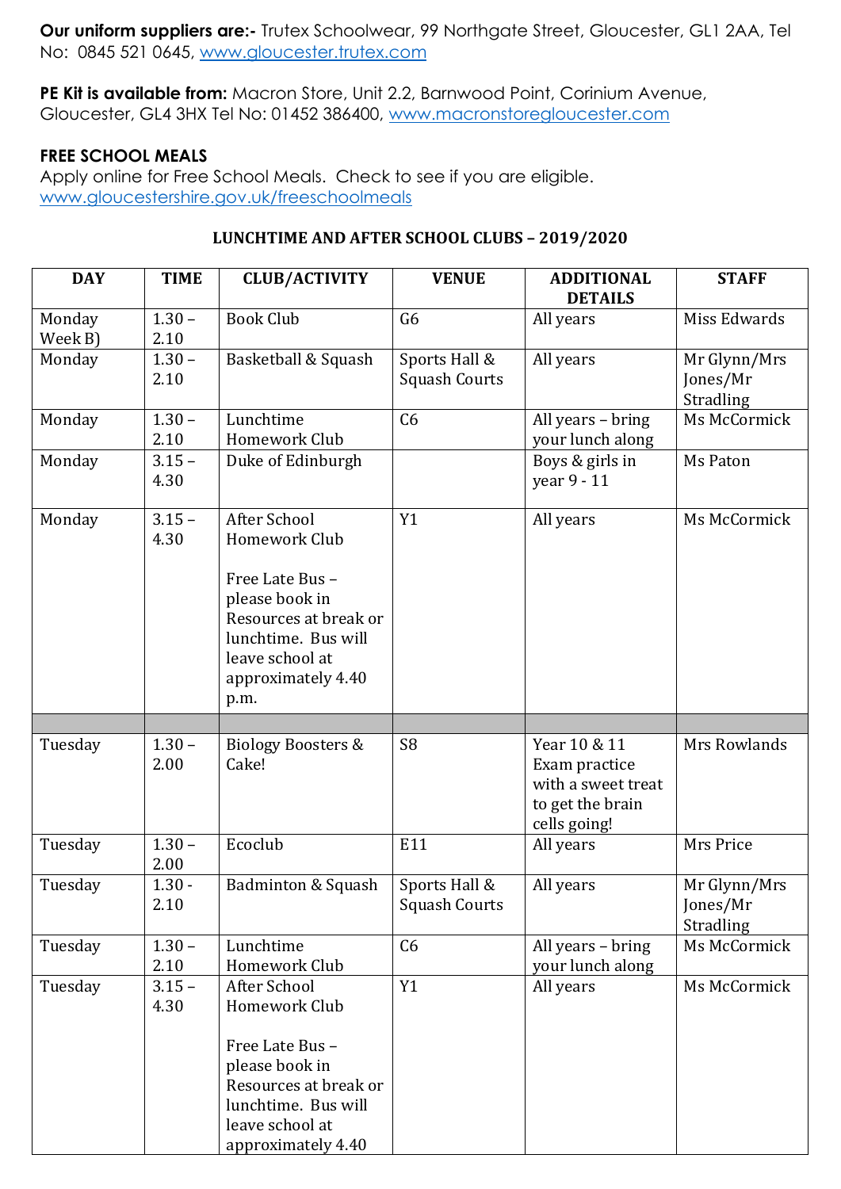**Our uniform suppliers are:-** Trutex Schoolwear, 99 Northgate Street, Gloucester, GL1 2AA, Tel No: 0845 521 0645, www.gloucester.trutex.com

**PE Kit is available from:** Macron Store, Unit 2.2, Barnwood Point, Corinium Avenue, Gloucester, GL4 3HX Tel No: 01452 386400, www.macronstoregloucester.com

**FREE SCHOOL MEALS**
Apply online for Free School Meals. Check to see if you are eligible.
www.gloucestershire.gov.uk/freeschoolmeals

**LUNCHTIME AND AFTER SCHOOL CLUBS – 2019/2020**

| DAY | TIME | CLUB/ACTIVITY | VENUE | ADDITIONAL DETAILS | STAFF |
|---|---|---|---|---|---|
| Monday Week B) | 1.30 – 2.10 | Book Club | G6 | All years | Miss Edwards |
| Monday | 1.30 – 2.10 | Basketball & Squash | Sports Hall & Squash Courts | All years | Mr Glynn/Mrs Jones/Mr Stradling |
| Monday | 1.30 – 2.10 | Lunchtime Homework Club | C6 | All years – bring your lunch along | Ms McCormick |
| Monday | 3.15 – 4.30 | Duke of Edinburgh | | Boys & girls in year 9 - 11 | Ms Paton |
| Monday | 3.15 – 4.30 | After School Homework Club<br><br>Free Late Bus – please book in Resources at break or lunchtime. Bus will leave school at approximately 4.40 p.m. | Y1 | All years | Ms McCormick |
| | | | | | |
| Tuesday | 1.30 – 2.00 | Biology Boosters & Cake! | S8 | Year 10 & 11 Exam practice with a sweet treat to get the brain cells going! | Mrs Rowlands |
| Tuesday | 1.30 – 2.00 | Ecoclub | E11 | All years | Mrs Price |
| Tuesday | 1.30 - 2.10 | Badminton & Squash | Sports Hall & Squash Courts | All years | Mr Glynn/Mrs Jones/Mr Stradling |
| Tuesday | 1.30 – 2.10 | Lunchtime Homework Club | C6 | All years – bring your lunch along | Ms McCormick |
| Tuesday | 3.15 – 4.30 | After School Homework Club<br><br>Free Late Bus – please book in Resources at break or lunchtime. Bus will leave school at approximately 4.40 | Y1 | All years | Ms McCormick |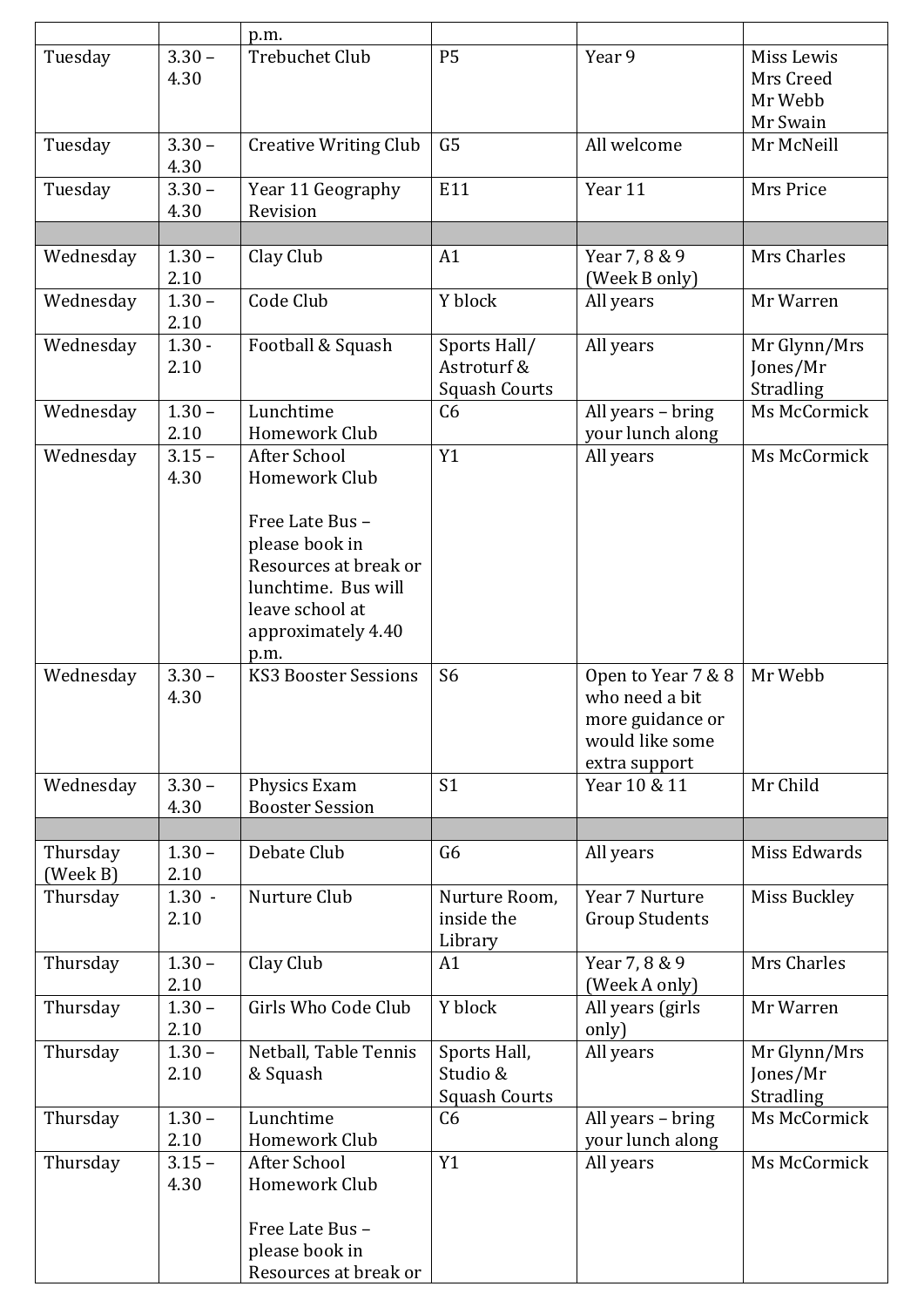| | | p.m. | | | |
|---|---|---|---|---|---|
| Tuesday | 3.30 – 4.30 | Trebuchet Club | P5 | Year 9 | Miss Lewis Mrs Creed Mr Webb Mr Swain |
| Tuesday | 3.30 – 4.30 | Creative Writing Club | G5 | All welcome | Mr McNeill |
| Tuesday | 3.30 – 4.30 | Year 11 Geography Revision | E11 | Year 11 | Mrs Price |
| | | | | | |
| Wednesday | 1.30 – 2.10 | Clay Club | A1 | Year 7, 8 & 9 (Week B only) | Mrs Charles |
| Wednesday | 1.30 – 2.10 | Code Club | Y block | All years | Mr Warren |
| Wednesday | 1.30 - 2.10 | Football & Squash | Sports Hall/ Astroturf & Squash Courts | All years | Mr Glynn/Mrs Jones/Mr Stradling |
| Wednesday | 1.30 – 2.10 | Lunchtime Homework Club | C6 | All years – bring your lunch along | Ms McCormick |
| Wednesday | 3.15 – 4.30 | After School Homework Club<br><br>Free Late Bus – please book in Resources at break or lunchtime. Bus will leave school at approximately 4.40 p.m. | Y1 | All years | Ms McCormick |
| Wednesday | 3.30 – 4.30 | KS3 Booster Sessions | S6 | Open to Year 7 & 8 who need a bit more guidance or would like some extra support | Mr Webb |
| Wednesday | 3.30 – 4.30 | Physics Exam Booster Session | S1 | Year 10 & 11 | Mr Child |
| | | | | | |
| Thursday (Week B) | 1.30 – 2.10 | Debate Club | G6 | All years | Miss Edwards |
| Thursday | 1.30 - 2.10 | Nurture Club | Nurture Room, inside the Library | Year 7 Nurture Group Students | Miss Buckley |
| Thursday | 1.30 – 2.10 | Clay Club | A1 | Year 7, 8 & 9 (Week A only) | Mrs Charles |
| Thursday | 1.30 – 2.10 | Girls Who Code Club | Y block | All years (girls only) | Mr Warren |
| Thursday | 1.30 – 2.10 | Netball, Table Tennis & Squash | Sports Hall, Studio & Squash Courts | All years | Mr Glynn/Mrs Jones/Mr Stradling |
| Thursday | 1.30 – 2.10 | Lunchtime Homework Club | C6 | All years – bring your lunch along | Ms McCormick |
| Thursday | 3.15 – 4.30 | After School Homework Club<br><br>Free Late Bus – please book in Resources at break or | Y1 | All years | Ms McCormick |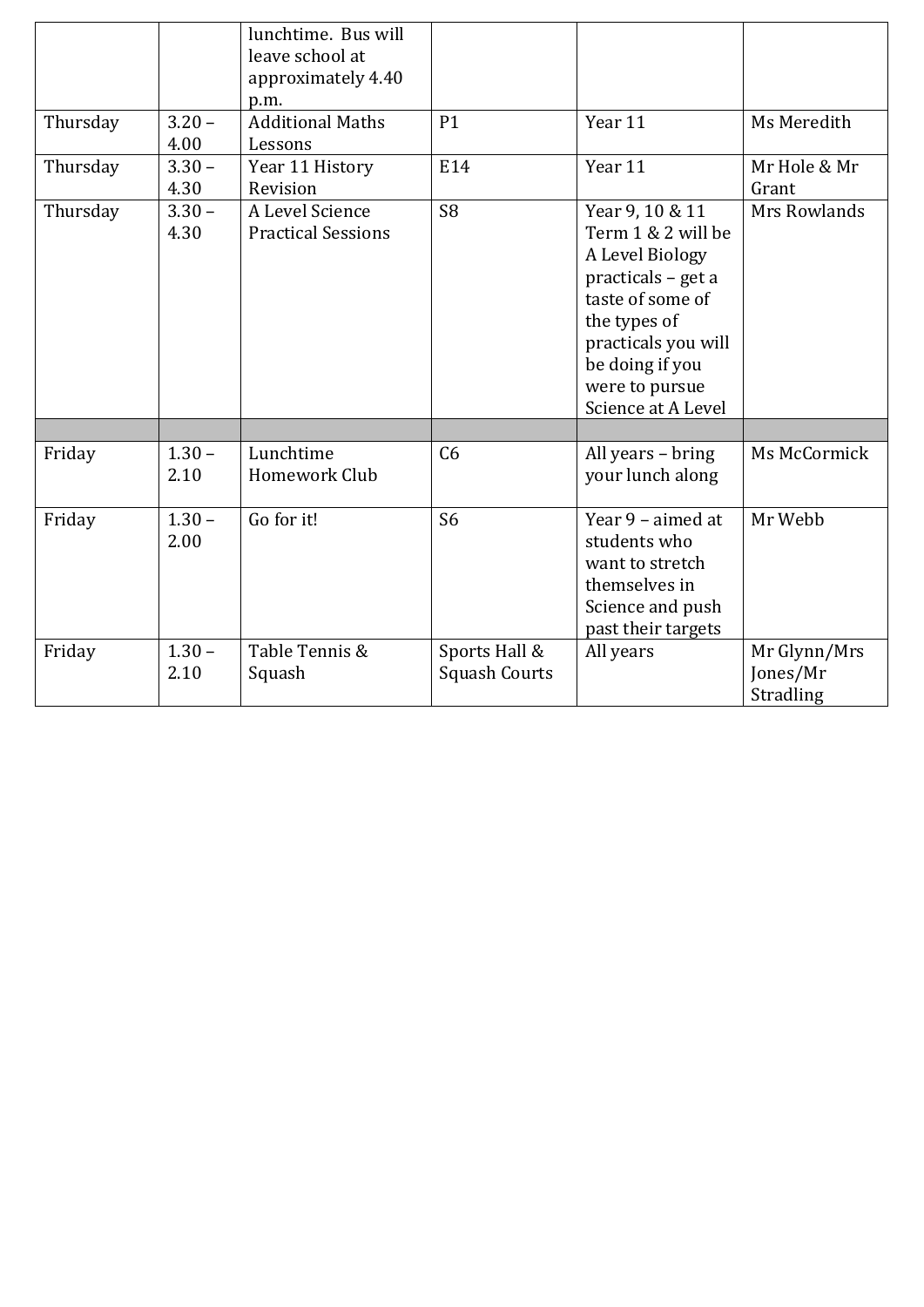| | | | | | |
|---|---|---|---|---|---|
| | | lunchtime. Bus will leave school at approximately 4.40 p.m. | | | |
| Thursday | 3.20 – 4.00 | Additional Maths Lessons | P1 | Year 11 | Ms Meredith |
| Thursday | 3.30 – 4.30 | Year 11 History Revision | E14 | Year 11 | Mr Hole & Mr Grant |
| Thursday | 3.30 – 4.30 | A Level Science Practical Sessions | S8 | Year 9, 10 & 11 Term 1 & 2 will be A Level Biology practicals – get a taste of some of the types of practicals you will be doing if you were to pursue Science at A Level | Mrs Rowlands |
| | | | | | |
| Friday | 1.30 – 2.10 | Lunchtime Homework Club | C6 | All years – bring your lunch along | Ms McCormick |
| Friday | 1.30 – 2.00 | Go for it! | S6 | Year 9 – aimed at students who want to stretch themselves in Science and push past their targets | Mr Webb |
| Friday | 1.30 – 2.10 | Table Tennis & Squash | Sports Hall & Squash Courts | All years | Mr Glynn/Mrs Jones/Mr Stradling |